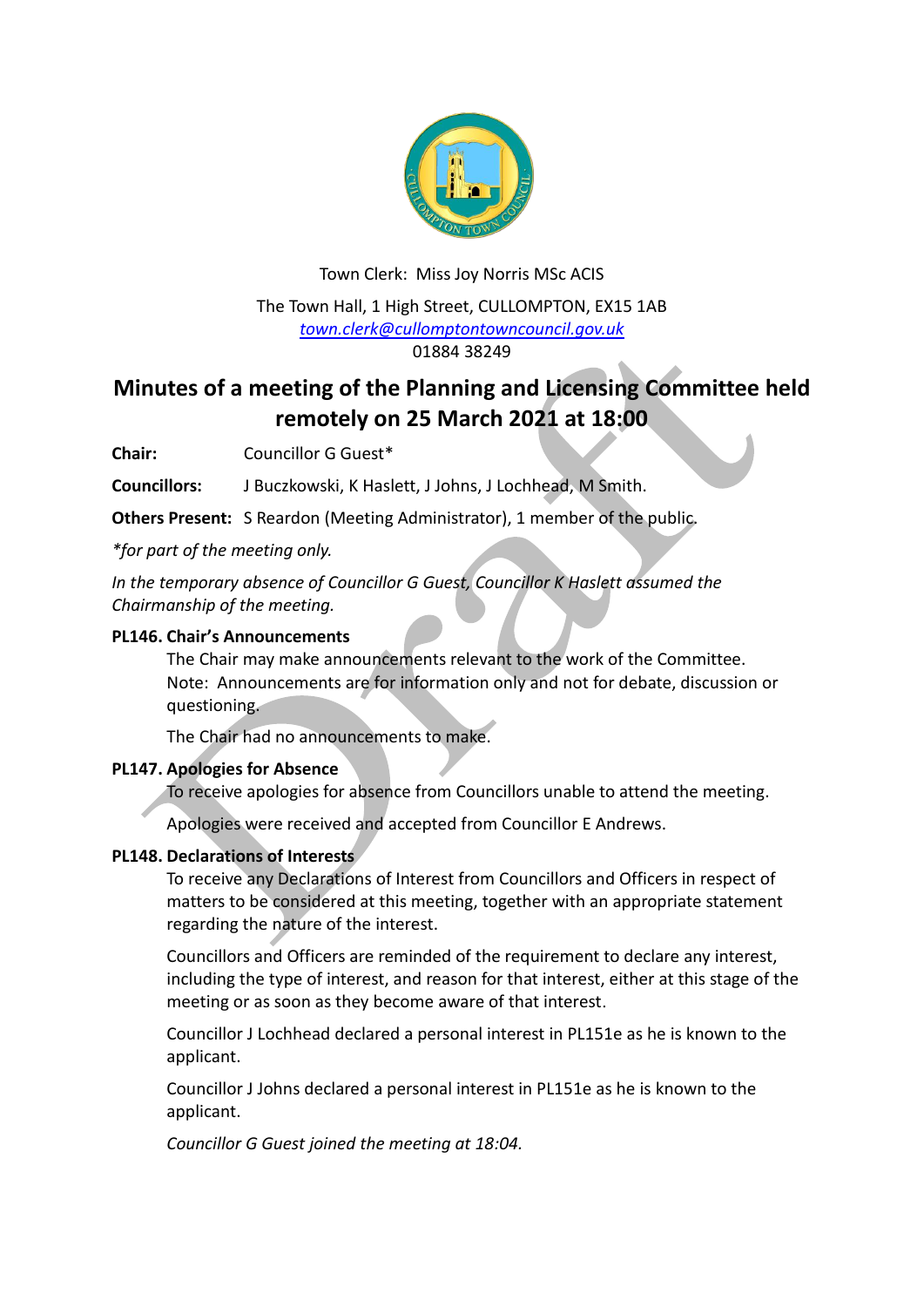Town Clerk: Miss Joy Norris MSc ACIS

The Town Hall, 1 High Street, CULLOMPTON, EX15 1AB
town.clerk@cullomptontowncouncil.gov.uk
01884 38249

# Minutes of a meeting of the Planning and Licensing Committee held remotely on 25 March 2021 at 18:00

**Chair:** Councillor G Guest*

**Councillors:** J Buczkowski, K Haslett, J Johns, J Lochhead, M Smith.

**Others Present:** S Reardon (Meeting Administrator), 1 member of the public.

*\*for part of the meeting only.*

*In the temporary absence of Councillor G Guest, Councillor K Haslett assumed the Chairmanship of the meeting.*

**PL146. Chair's Announcements**

The Chair may make announcements relevant to the work of the Committee. Note: Announcements are for information only and not for debate, discussion or questioning.

The Chair had no announcements to make.

**PL147. Apologies for Absence**

To receive apologies for absence from Councillors unable to attend the meeting.

Apologies were received and accepted from Councillor E Andrews.

**PL148. Declarations of Interests**

To receive any Declarations of Interest from Councillors and Officers in respect of matters to be considered at this meeting, together with an appropriate statement regarding the nature of the interest.

Councillors and Officers are reminded of the requirement to declare any interest, including the type of interest, and reason for that interest, either at this stage of the meeting or as soon as they become aware of that interest.

Councillor J Lochhead declared a personal interest in PL151e as he is known to the applicant.

Councillor J Johns declared a personal interest in PL151e as he is known to the applicant.

*Councillor G Guest joined the meeting at 18:04.*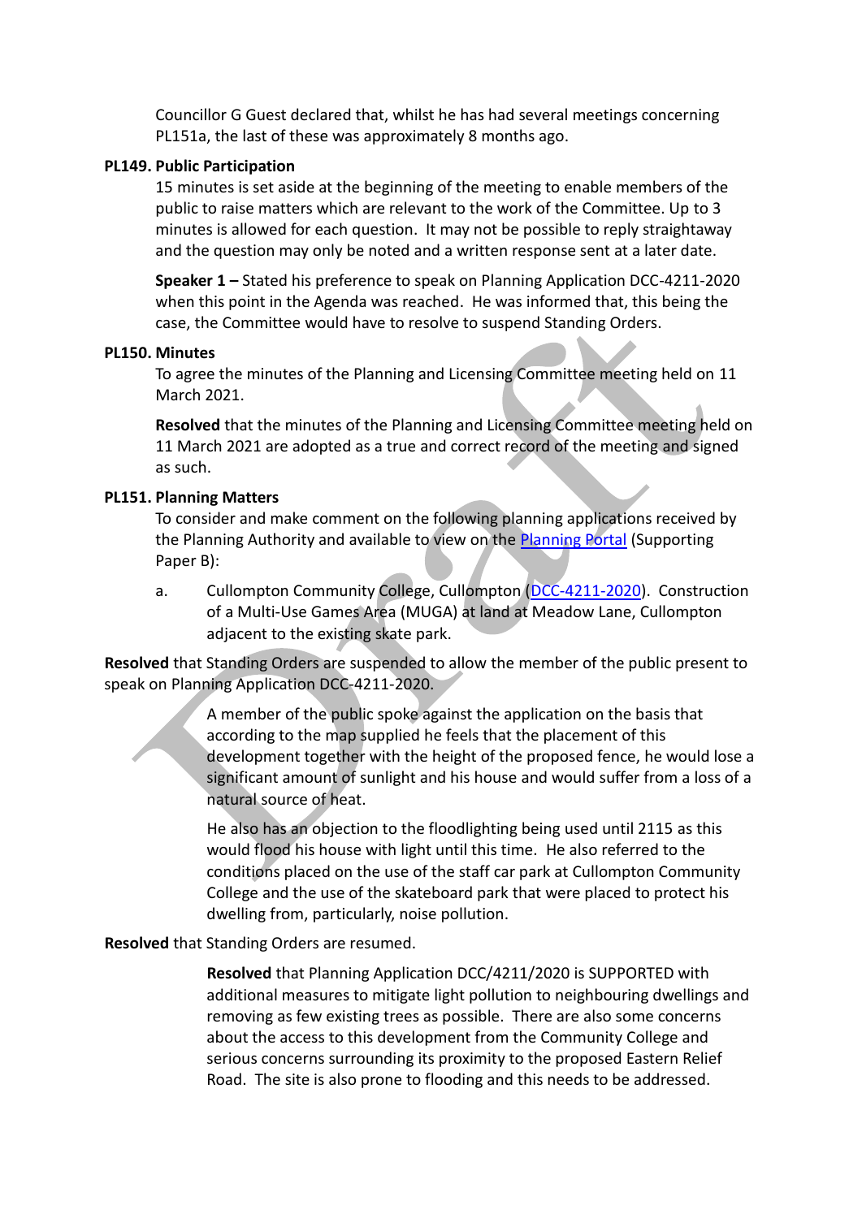Councillor G Guest declared that, whilst he has had several meetings concerning PL151a, the last of these was approximately 8 months ago.

**PL149. Public Participation**

15 minutes is set aside at the beginning of the meeting to enable members of the public to raise matters which are relevant to the work of the Committee. Up to 3 minutes is allowed for each question. It may not be possible to reply straightaway and the question may only be noted and a written response sent at a later date.

**Speaker 1 –** Stated his preference to speak on Planning Application DCC-4211-2020 when this point in the Agenda was reached. He was informed that, this being the case, the Committee would have to resolve to suspend Standing Orders.

**PL150. Minutes**

To agree the minutes of the Planning and Licensing Committee meeting held on 11 March 2021.

**Resolved** that the minutes of the Planning and Licensing Committee meeting held on 11 March 2021 are adopted as a true and correct record of the meeting and signed as such.

**PL151. Planning Matters**

To consider and make comment on the following planning applications received by the Planning Authority and available to view on the [Planning Portal] (Supporting Paper B):

a. Cullompton Community College, Cullompton ([DCC-4211-2020]). Construction of a Multi-Use Games Area (MUGA) at land at Meadow Lane, Cullompton adjacent to the existing skate park.

**Resolved** that Standing Orders are suspended to allow the member of the public present to speak on Planning Application DCC-4211-2020.

A member of the public spoke against the application on the basis that according to the map supplied he feels that the placement of this development together with the height of the proposed fence, he would lose a significant amount of sunlight and his house and would suffer from a loss of a natural source of heat.

He also has an objection to the floodlighting being used until 2115 as this would flood his house with light until this time. He also referred to the conditions placed on the use of the staff car park at Cullompton Community College and the use of the skateboard park that were placed to protect his dwelling from, particularly, noise pollution.

**Resolved** that Standing Orders are resumed.

**Resolved** that Planning Application DCC/4211/2020 is SUPPORTED with additional measures to mitigate light pollution to neighbouring dwellings and removing as few existing trees as possible. There are also some concerns about the access to this development from the Community College and serious concerns surrounding its proximity to the proposed Eastern Relief Road. The site is also prone to flooding and this needs to be addressed.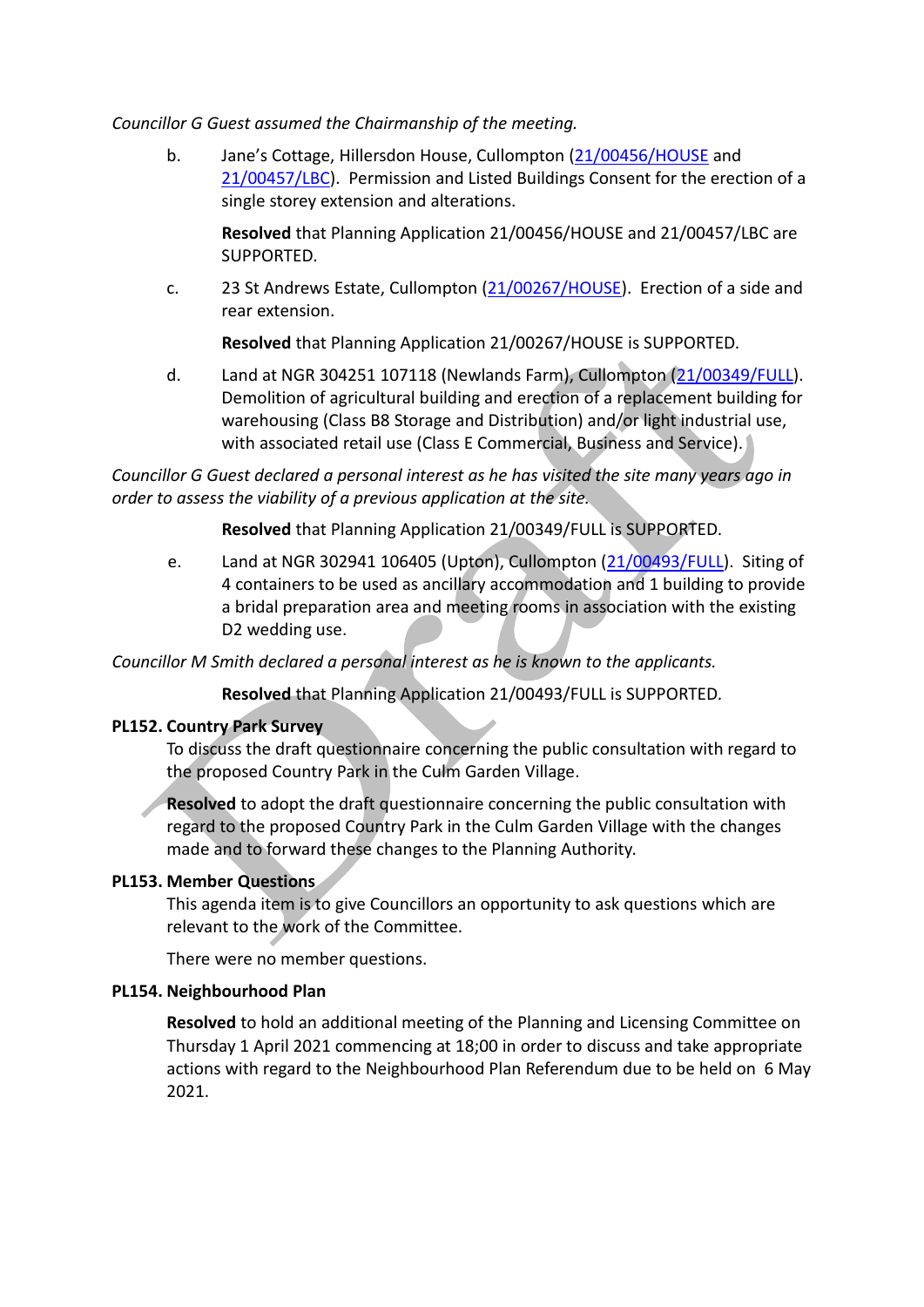*Councillor G Guest assumed the Chairmanship of the meeting.*

b. Jane's Cottage, Hillersdon House, Cullompton (21/00456/HOUSE and 21/00457/LBC). Permission and Listed Buildings Consent for the erection of a single storey extension and alterations.

**Resolved** that Planning Application 21/00456/HOUSE and 21/00457/LBC are SUPPORTED.

c. 23 St Andrews Estate, Cullompton (21/00267/HOUSE). Erection of a side and rear extension.

**Resolved** that Planning Application 21/00267/HOUSE is SUPPORTED.

d. Land at NGR 304251 107118 (Newlands Farm), Cullompton (21/00349/FULL). Demolition of agricultural building and erection of a replacement building for warehousing (Class B8 Storage and Distribution) and/or light industrial use, with associated retail use (Class E Commercial, Business and Service).

*Councillor G Guest declared a personal interest as he has visited the site many years ago in order to assess the viability of a previous application at the site.*

**Resolved** that Planning Application 21/00349/FULL is SUPPORTED.

e. Land at NGR 302941 106405 (Upton), Cullompton (21/00493/FULL). Siting of 4 containers to be used as ancillary accommodation and 1 building to provide a bridal preparation area and meeting rooms in association with the existing D2 wedding use.

*Councillor M Smith declared a personal interest as he is known to the applicants.*

**Resolved** that Planning Application 21/00493/FULL is SUPPORTED.

**PL152. Country Park Survey**

To discuss the draft questionnaire concerning the public consultation with regard to the proposed Country Park in the Culm Garden Village.

**Resolved** to adopt the draft questionnaire concerning the public consultation with regard to the proposed Country Park in the Culm Garden Village with the changes made and to forward these changes to the Planning Authority.

**PL153. Member Questions**

This agenda item is to give Councillors an opportunity to ask questions which are relevant to the work of the Committee.

There were no member questions.

**PL154. Neighbourhood Plan**

**Resolved** to hold an additional meeting of the Planning and Licensing Committee on Thursday 1 April 2021 commencing at 18;00 in order to discuss and take appropriate actions with regard to the Neighbourhood Plan Referendum due to be held on 6 May 2021.